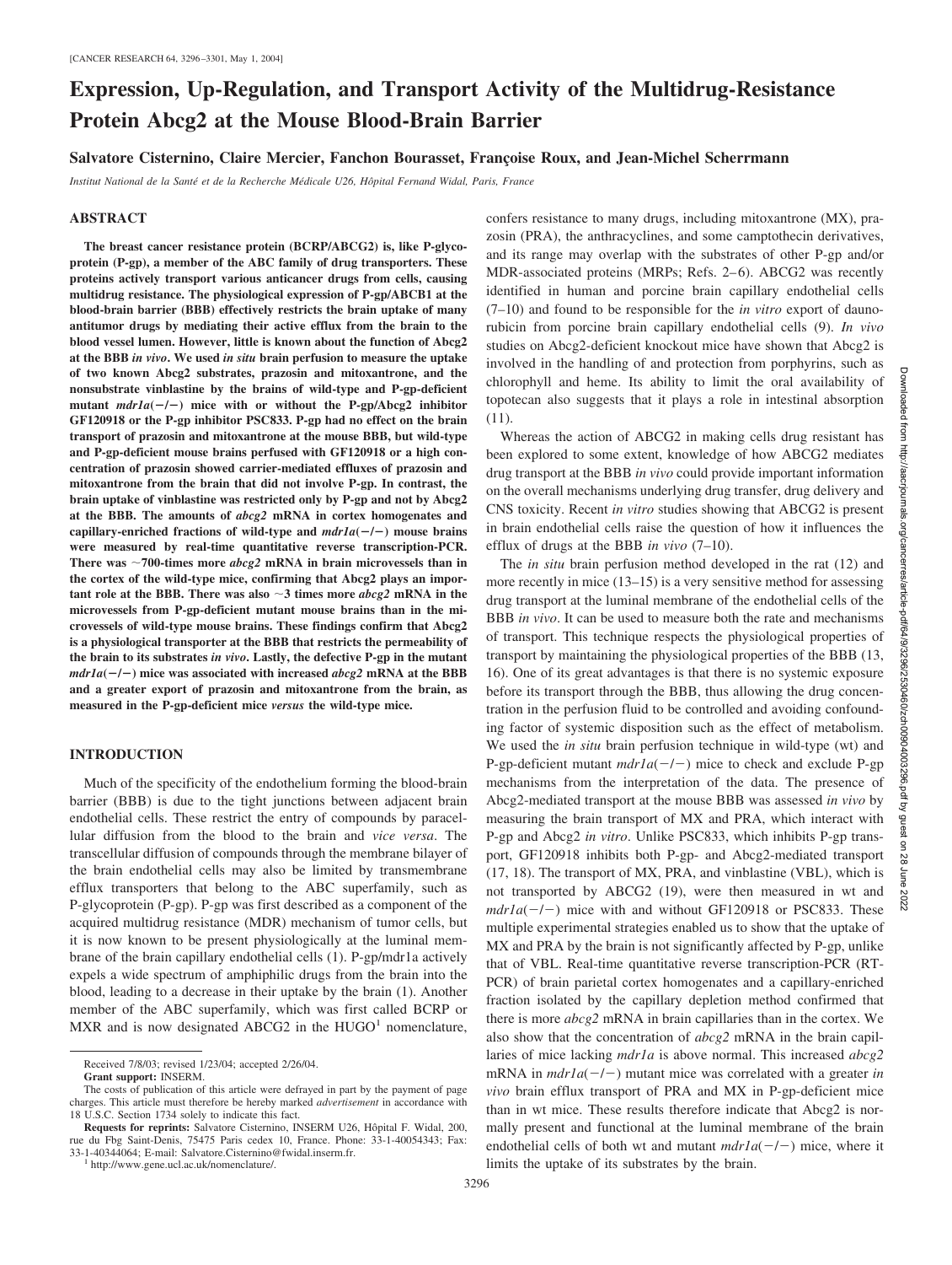# Expression, Up-Regulation, and Transport Activity of the Multidrug-Resistance Protein Abcg2 at the Mouse Blood-Brain Barrier

**Salvatore Cisternino, Claire Mercier, Fanchon Bourasset, Françoise Roux, and Jean-Michel Scherrmann**

*Institut National de la Santé et de la Recherche Médicale U26, Hôpital Fernand Widal, Paris, France*

## ABSTRACT

**The breast cancer resistance protein (BCRP/ABCG2) is, like P-glycoprotein (P-gp), a member of the ABC family of drug transporters. These proteins actively transport various anticancer drugs from cells, causing multidrug resistance. The physiological expression of P-gp/ABCB1 at the blood-brain barrier (BBB) effectively restricts the brain uptake of many antitumor drugs by mediating their active efflux from the brain to the blood vessel lumen. However, little is known about the function of Abcg2 at the BBB *in vivo*. We used *in situ* brain perfusion to measure the uptake of two known Abcg2 substrates, prazosin and mitoxantrone, and the nonsubstrate vinblastine by the brains of wild-type and P-gp-deficient mutant *mdr1a*(−/−) mice with or without the P-gp/Abcg2 inhibitor GF120918 or the P-gp inhibitor PSC833. P-gp had no effect on the brain transport of prazosin and mitoxantrone at the mouse BBB, but wild-type and P-gp-deficient mouse brains perfused with GF120918 or a high concentration of prazosin showed carrier-mediated effluxes of prazosin and mitoxantrone from the brain that did not involve P-gp. In contrast, the brain uptake of vinblastine was restricted only by P-gp and not by Abcg2 at the BBB. The amounts of *abcg2* mRNA in cortex homogenates and capillary-enriched fractions of wild-type and *mdr1a*(−/−) mouse brains were measured by real-time quantitative reverse transcription-PCR. There was ~700-times more *abcg2* mRNA in brain microvessels than in the cortex of the wild-type mice, confirming that Abcg2 plays an important role at the BBB. There was also ~3 times more *abcg2* mRNA in the microvessels from P-gp-deficient mutant mouse brains than in the microvessels of wild-type mouse brains. These findings confirm that Abcg2 is a physiological transporter at the BBB that restricts the permeability of the brain to its substrates *in vivo*. Lastly, the defective P-gp in the mutant *mdr1a*(−/−) mice was associated with increased *abcg2* mRNA at the BBB and a greater export of prazosin and mitoxantrone from the brain, as measured in the P-gp-deficient mice *versus* the wild-type mice.**

## INTRODUCTION

Much of the specificity of the endothelium forming the blood-brain barrier (BBB) is due to the tight junctions between adjacent brain endothelial cells. These restrict the entry of compounds by paracellular diffusion from the blood to the brain and *vice versa*. The transcellular diffusion of compounds through the membrane bilayer of the brain endothelial cells may also be limited by transmembrane efflux transporters that belong to the ABC superfamily, such as P-glycoprotein (P-gp). P-gp was first described as a component of the acquired multidrug resistance (MDR) mechanism of tumor cells, but it is now known to be present physiologically at the luminal membrane of the brain capillary endothelial cells (1). P-gp/mdr1a actively expels a wide spectrum of amphiphilic drugs from the brain into the blood, leading to a decrease in their uptake by the brain (1). Another member of the ABC superfamily, which was first called BCRP or MXR and is now designated ABCG2 in the HUGO[1] nomenclature, confers resistance to many drugs, including mitoxantrone (MX), prazosin (PRA), the anthracyclines, and some camptothecin derivatives, and its range may overlap with the substrates of other P-gp and/or MDR-associated proteins (MRPs; Refs. 2–6). ABCG2 was recently identified in human and porcine brain capillary endothelial cells (7–10) and found to be responsible for the *in vitro* export of daunorubicin from porcine brain capillary endothelial cells (9). *In vivo* studies on Abcg2-deficient knockout mice have shown that Abcg2 is involved in the handling of and protection from porphyrins, such as chlorophyll and heme. Its ability to limit the oral availability of topotecan also suggests that it plays a role in intestinal absorption (11).

Whereas the action of ABCG2 in making cells drug resistant has been explored to some extent, knowledge of how ABCG2 mediates drug transport at the BBB *in vivo* could provide important information on the overall mechanisms underlying drug transfer, drug delivery and CNS toxicity. Recent *in vitro* studies showing that ABCG2 is present in brain endothelial cells raise the question of how it influences the efflux of drugs at the BBB *in vivo* (7–10).

The *in situ* brain perfusion method developed in the rat (12) and more recently in mice (13–15) is a very sensitive method for assessing drug transport at the luminal membrane of the endothelial cells of the BBB *in vivo*. It can be used to measure both the rate and mechanisms of transport. This technique respects the physiological properties of transport by maintaining the physiological properties of the BBB (13, 16). One of its great advantages is that there is no systemic exposure before its transport through the BBB, thus allowing the drug concentration in the perfusion fluid to be controlled and avoiding confounding factor of systemic disposition such as the effect of metabolism. We used the *in situ* brain perfusion technique in wild-type (wt) and P-gp-deficient mutant *mdr1a*(−/−) mice to check and exclude P-gp mechanisms from the interpretation of the data. The presence of Abcg2-mediated transport at the mouse BBB was assessed *in vivo* by measuring the brain transport of MX and PRA, which interact with P-gp and Abcg2 *in vitro*. Unlike PSC833, which inhibits P-gp transport, GF120918 inhibits both P-gp- and Abcg2-mediated transport (17, 18). The transport of MX, PRA, and vinblastine (VBL), which is not transported by ABCG2 (19), were then measured in wt and *mdr1a*(−/−) mice with and without GF120918 or PSC833. These multiple experimental strategies enabled us to show that the uptake of MX and PRA by the brain is not significantly affected by P-gp, unlike that of VBL. Real-time quantitative reverse transcription-PCR (RT-PCR) of brain parietal cortex homogenates and a capillary-enriched fraction isolated by the capillary depletion method confirmed that there is more *abcg2* mRNA in brain capillaries than in the cortex. We also show that the concentration of *abcg2* mRNA in the brain capillaries of mice lacking *mdr1a* is above normal. This increased *abcg2* mRNA in *mdr1a*(−/−) mutant mice was correlated with a greater *in vivo* brain efflux transport of PRA and MX in P-gp-deficient mice than in wt mice. These results therefore indicate that Abcg2 is normally present and functional at the luminal membrane of the brain endothelial cells of both wt and mutant *mdr1a*(−/−) mice, where it limits the uptake of its substrates by the brain.

---

Received 7/8/03; revised 1/23/04; accepted 2/26/04.

**Grant support:** INSERM.

The costs of publication of this article were defrayed in part by the payment of page charges. This article must therefore be hereby marked *advertisement* in accordance with 18 U.S.C. Section 1734 solely to indicate this fact.

**Requests for reprints:** Salvatore Cisternino, INSERM U26, Hôpital F. Widal, 200, rue du Fbg Saint-Denis, 75475 Paris cedex 10, France. Phone: 33-1-40054343; Fax: 33-1-40344064; E-mail: Salvatore.Cisternino@fwidal.inserm.fr.

[1] http://www.gene.ucl.ac.uk/nomenclature/.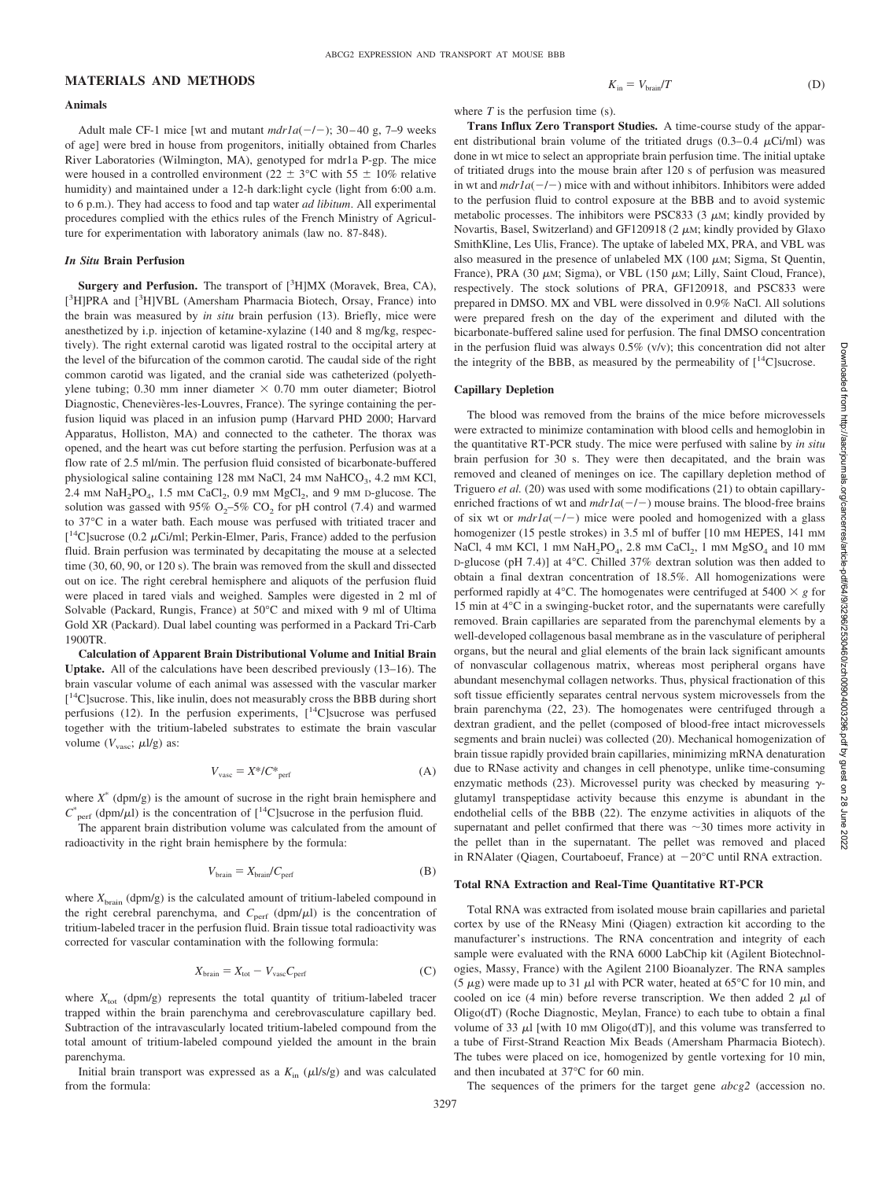## MATERIALS AND METHODS

### Animals

Adult male CF-1 mice [wt and mutant *mdr1a*(−/−); 30–40 g, 7–9 weeks of age] were bred in house from progenitors, initially obtained from Charles River Laboratories (Wilmington, MA), genotyped for mdr1a P-gp. The mice were housed in a controlled environment (22 ± 3°C with 55 ± 10% relative humidity) and maintained under a 12-h dark:light cycle (light from 6:00 a.m. to 6 p.m.). They had access to food and tap water *ad libitum*. All experimental procedures complied with the ethics rules of the French Ministry of Agriculture for experimentation with laboratory animals (law no. 87-848).

### *In Situ* Brain Perfusion

**Surgery and Perfusion.** The transport of [$^3$H]MX (Moravek, Brea, CA), [$^3$H]PRA and [$^3$H]VBL (Amersham Pharmacia Biotech, Orsay, France) into the brain was measured by *in situ* brain perfusion (13). Briefly, mice were anesthetized by i.p. injection of ketamine-xylazine (140 and 8 mg/kg, respectively). The right external carotid was ligated rostral to the occipital artery at the level of the bifurcation of the common carotid. The caudal side of the right common carotid was ligated, and the cranial side was catheterized (polyethylene tubing; 0.30 mm inner diameter × 0.70 mm outer diameter; Biotrol Diagnostic, Chenevières-les-Louvres, France). The syringe containing the perfusion liquid was placed in an infusion pump (Harvard PHD 2000; Harvard Apparatus, Holliston, MA) and connected to the catheter. The thorax was opened, and the heart was cut before starting the perfusion. Perfusion was at a flow rate of 2.5 ml/min. The perfusion fluid consisted of bicarbonate-buffered physiological saline containing 128 mM NaCl, 24 mM $NaHCO_3$, 4.2 mM KCl, 2.4 mM $NaH_2PO_4$, 1.5 mM $CaCl_2$, 0.9 mM $MgCl_2$, and 9 mM D-glucose. The solution was gassed with 95% $O_2$–5% $CO_2$ for pH control (7.4) and warmed to 37°C in a water bath. Each mouse was perfused with tritiated tracer and [$^{14}$C]sucrose (0.2 μCi/ml; Perkin-Elmer, Paris, France) added to the perfusion fluid. Brain perfusion was terminated by decapitating the mouse at a selected time (30, 60, 90, or 120 s). The brain was removed from the skull and dissected out on ice. The right cerebral hemisphere and aliquots of the perfusion fluid were placed in tared vials and weighed. Samples were digested in 2 ml of Solvable (Packard, Rungis, France) at 50°C and mixed with 9 ml of Ultima Gold XR (Packard). Dual label counting was performed in a Packard Tri-Carb 1900TR.

**Calculation of Apparent Brain Distributional Volume and Initial Brain Uptake.** All of the calculations have been described previously (13–16). The brain vascular volume of each animal was assessed with the vascular marker [$^{14}$C]sucrose. This, like inulin, does not measurably cross the BBB during short perfusions (12). In the perfusion experiments, [$^{14}$C]sucrose was perfused together with the tritium-labeled substrates to estimate the brain vascular volume ($V_{vasc}$; μl/g) as:

$$V_{vasc} = X^*/C^*_{perf} \tag{A}$$

where $X^*$ (dpm/g) is the amount of sucrose in the right brain hemisphere and $C^*_{perf}$ (dpm/μl) is the concentration of [$^{14}$C]sucrose in the perfusion fluid.

The apparent brain distribution volume was calculated from the amount of radioactivity in the right brain hemisphere by the formula:

$$V_{brain} = X_{brain}/C_{perf} \tag{B}$$

where $X_{brain}$ (dpm/g) is the calculated amount of tritium-labeled compound in the right cerebral parenchyma, and $C_{perf}$ (dpm/μl) is the concentration of tritium-labeled tracer in the perfusion fluid. Brain tissue total radioactivity was corrected for vascular contamination with the following formula:

$$X_{brain} = X_{tot} - V_{vasc}C_{perf} \tag{C}$$

where $X_{tot}$ (dpm/g) represents the total quantity of tritium-labeled tracer trapped within the brain parenchyma and cerebrovasculature capillary bed. Subtraction of the intravascularly located tritium-labeled compound from the total amount of tritium-labeled compound yielded the amount in the brain parenchyma.

Initial brain transport was expressed as a $K_{in}$ (μl/s/g) and was calculated from the formula:

$$K_{in} = V_{brain}/T \tag{D}$$

where $T$ is the perfusion time (s).

**Trans Influx Zero Transport Studies.** A time-course study of the apparent distributional brain volume of the tritiated drugs (0.3–0.4 μCi/ml) was done in wt mice to select an appropriate brain perfusion time. The initial uptake of tritiated drugs into the mouse brain after 120 s of perfusion was measured in wt and *mdr1a*(−/−) mice with and without inhibitors. Inhibitors were added to the perfusion fluid to control exposure at the BBB and to avoid systemic metabolic processes. The inhibitors were PSC833 (3 μM; kindly provided by Novartis, Basel, Switzerland) and GF120918 (2 μM; kindly provided by Glaxo SmithKline, Les Ulis, France). The uptake of labeled MX, PRA, and VBL was also measured in the presence of unlabeled MX (100 μM; Sigma, St Quentin, France), PRA (30 μM; Sigma), or VBL (150 μM; Lilly, Saint Cloud, France), respectively. The stock solutions of PRA, GF120918, and PSC833 were prepared in DMSO. MX and VBL were dissolved in 0.9% NaCl. All solutions were prepared fresh on the day of the experiment and diluted with the bicarbonate-buffered saline used for perfusion. The final DMSO concentration in the perfusion fluid was always 0.5% (v/v); this concentration did not alter the integrity of the BBB, as measured by the permeability of [$^{14}$C]sucrose.

### Capillary Depletion

The blood was removed from the brains of the mice before microvessels were extracted to minimize contamination with blood cells and hemoglobin in the quantitative RT-PCR study. The mice were perfused with saline by *in situ* brain perfusion for 30 s. They were then decapitated, and the brain was removed and cleaned of meninges on ice. The capillary depletion method of Triguero *et al.* (20) was used with some modifications (21) to obtain capillary-enriched fractions of wt and *mdr1a*(−/−) mouse brains. The blood-free brains of six wt or *mdr1a*(−/−) mice were pooled and homogenized with a glass homogenizer (15 pestle strokes) in 3.5 ml of buffer [10 mM HEPES, 141 mM NaCl, 4 mM KCl, 1 mM $NaH_2PO_4$, 2.8 mM $CaCl_2$, 1 mM $MgSO_4$ and 10 mM D-glucose (pH 7.4)] at 4°C. Chilled 37% dextran solution was then added to obtain a final dextran concentration of 18.5%. All homogenizations were performed rapidly at 4°C. The homogenates were centrifuged at 5400 × *g* for 15 min at 4°C in a swinging-bucket rotor, and the supernatants were carefully removed. Brain capillaries are separated from the parenchymal elements by a well-developed collagenous basal membrane as in the vasculature of peripheral organs, but the neural and glial elements of the brain lack significant amounts of nonvascular collagenous matrix, whereas most peripheral organs have abundant mesenchymal collagen networks. Thus, physical fractionation of this soft tissue efficiently separates central nervous system microvessels from the brain parenchyma (22, 23). The homogenates were centrifuged through a dextran gradient, and the pellet (composed of blood-free intact microvessels segments and brain nuclei) was collected (20). Mechanical homogenization of brain tissue rapidly provided brain capillaries, minimizing mRNA denaturation due to RNase activity and changes in cell phenotype, unlike time-consuming enzymatic methods (23). Microvessel purity was checked by measuring γ-glutamyl transpeptidase activity because this enzyme is abundant in the endothelial cells of the BBB (22). The enzyme activities in aliquots of the supernatant and pellet confirmed that there was ~30 times more activity in the pellet than in the supernatant. The pellet was removed and placed in RNAlater (Qiagen, Courtaboeuf, France) at −20°C until RNA extraction.

### Total RNA Extraction and Real-Time Quantitative RT-PCR

Total RNA was extracted from isolated mouse brain capillaries and parietal cortex by use of the RNeasy Mini (Qiagen) extraction kit according to the manufacturer's instructions. The RNA concentration and integrity of each sample were evaluated with the RNA 6000 LabChip kit (Agilent Biotechnologies, Massy, France) with the Agilent 2100 Bioanalyzer. The RNA samples (5 μg) were made up to 31 μl with PCR water, heated at 65°C for 10 min, and cooled on ice (4 min) before reverse transcription. We then added 2 μl of Oligo(dT) (Roche Diagnostic, Meylan, France) to each tube to obtain a final volume of 33 μl [with 10 mM Oligo(dT)], and this volume was transferred to a tube of First-Strand Reaction Mix Beads (Amersham Pharmacia Biotech). The tubes were placed on ice, homogenized by gentle vortexing for 10 min, and then incubated at 37°C for 60 min.

The sequences of the primers for the target gene *abcg2* (accession no.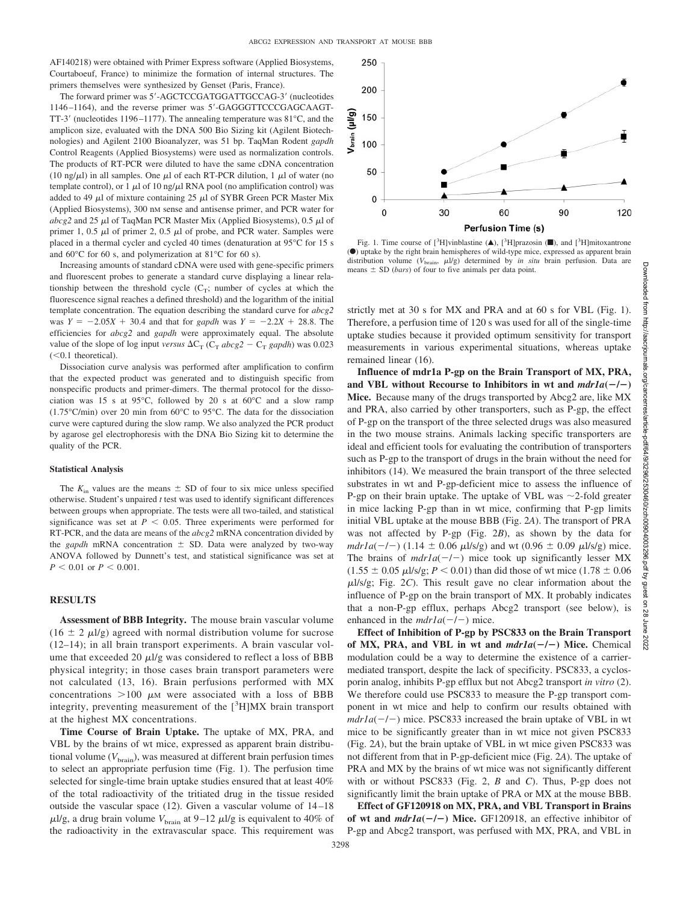AF140218) were obtained with Primer Express software (Applied Biosystems, Courtaboeuf, France) to minimize the formation of internal structures. The primers themselves were synthesized by Genset (Paris, France).

The forward primer was 5′-AGCTCCGATGGATTGCCAG-3′ (nucleotides 1146–1164), and the reverse primer was 5′-GAGGGTTCCCGAGCAAGT-TT-3′ (nucleotides 1196–1177). The annealing temperature was 81°C, and the amplicon size, evaluated with the DNA 500 Bio Sizing kit (Agilent Biotechnologies) and Agilent 2100 Bioanalyzer, was 51 bp. TaqMan Rodent *gapdh* Control Reagents (Applied Biosystems) were used as normalization controls. The products of RT-PCR were diluted to have the same cDNA concentration (10 ng/μl) in all samples. One μl of each RT-PCR dilution, 1 μl of water (no template control), or 1 μl of 10 ng/μl RNA pool (no amplification control) was added to 49 μl of mixture containing 25 μl of SYBR Green PCR Master Mix (Applied Biosystems), 300 nM sense and antisense primer, and PCR water for *abcg2* and 25 μl of TaqMan PCR Master Mix (Applied Biosystems), 0.5 μl of primer 1, 0.5 μl of primer 2, 0.5 μl of probe, and PCR water. Samples were placed in a thermal cycler and cycled 40 times (denaturation at 95°C for 15 s and 60°C for 60 s, and polymerization at 81°C for 60 s).

Increasing amounts of standard cDNA were used with gene-specific primers and fluorescent probes to generate a standard curve displaying a linear relationship between the threshold cycle ($C_T$; number of cycles at which the fluorescence signal reaches a defined threshold) and the logarithm of the initial template concentration. The equation describing the standard curve for *abcg2* was $Y = -2.05X + 30.4$ and that for *gapdh* was $Y = -2.2X + 28.8$. The efficiencies for *abcg2* and *gapdh* were approximately equal. The absolute value of the slope of log input *versus* $\Delta C_T$ ($C_T$ *abcg2* − $C_T$ *gapdh*) was 0.023 (<0.1 theoretical).

Dissociation curve analysis was performed after amplification to confirm that the expected product was generated and to distinguish specific from nonspecific products and primer-dimers. The thermal protocol for the dissociation was 15 s at 95°C, followed by 20 s at 60°C and a slow ramp (1.75°C/min) over 20 min from 60°C to 95°C. The data for the dissociation curve were captured during the slow ramp. We also analyzed the PCR product by agarose gel electrophoresis with the DNA Bio Sizing kit to determine the quality of the PCR.

#### Statistical Analysis

The $K_{in}$ values are the means ± SD of four to six mice unless specified otherwise. Student's unpaired *t* test was used to identify significant differences between groups when appropriate. The tests were all two-tailed, and statistical significance was set at $P < 0.05$. Three experiments were performed for RT-PCR, and the data are means of the *abcg2* mRNA concentration divided by the *gapdh* mRNA concentration ± SD. Data were analyzed by two-way ANOVA followed by Dunnett's test, and statistical significance was set at $P < 0.01$ or $P < 0.001$.

## RESULTS

**Assessment of BBB Integrity.** The mouse brain vascular volume (16 ± 2 μl/g) agreed with normal distribution volume for sucrose (12–14); in all brain transport experiments. A brain vascular volume that exceeded 20 μl/g was considered to reflect a loss of BBB physical integrity; in those cases brain transport parameters were not calculated (13, 16). Brain perfusions performed with MX concentrations >100 μM were associated with a loss of BBB integrity, preventing measurement of the [$^3$H]MX brain transport at the highest MX concentrations.

**Time Course of Brain Uptake.** The uptake of MX, PRA, and VBL by the brains of wt mice, expressed as apparent brain distributional volume ($V_{brain}$), was measured at different brain perfusion times to select an appropriate perfusion time (Fig. 1). The perfusion time selected for single-time brain uptake studies ensured that at least 40% of the total radioactivity of the tritiated drug in the tissue resided outside the vascular space (12). Given a vascular volume of 14–18 μl/g, a drug brain volume $V_{brain}$ at 9–12 μl/g is equivalent to 40% of the radioactivity in the extravascular space. This requirement was strictly met at 30 s for MX and PRA and at 60 s for VBL (Fig. 1). Therefore, a perfusion time of 120 s was used for all of the single-time uptake studies because it provided optimum sensitivity for transport measurements in various experimental situations, whereas uptake remained linear (16).

Fig. 1. Time course of [$^3$H]vinblastine (▲), [$^3$H]prazosin (■), and [$^3$H]mitoxantrone (●) uptake by the right brain hemispheres of wild-type mice, expressed as apparent brain distribution volume ($V_{brain}$, μl/g) determined by *in situ* brain perfusion. Data are means ± SD (*bars*) of four to five animals per data point.

**Influence of mdr1a P-gp on the Brain Transport of MX, PRA, and VBL without Recourse to Inhibitors in wt and *mdr1a*(−/−) Mice.** Because many of the drugs transported by Abcg2 are, like MX and PRA, also carried by other transporters, such as P-gp, the effect of P-gp on the transport of the three selected drugs was also measured in the two mouse strains. Animals lacking specific transporters are ideal and efficient tools for evaluating the contribution of transporters such as P-gp to the transport of drugs in the brain without the need for inhibitors (14). We measured the brain transport of the three selected substrates in wt and P-gp-deficient mice to assess the influence of P-gp on their brain uptake. The uptake of VBL was ~2-fold greater in mice lacking P-gp than in wt mice, confirming that P-gp limits initial VBL uptake at the mouse BBB (Fig. 2*A*). The transport of PRA was not affected by P-gp (Fig. 2*B*), as shown by the data for *mdr1a*(−/−) (1.14 ± 0.06 μl/s/g) and wt (0.96 ± 0.09 μl/s/g) mice. The brains of *mdr1a*(−/−) mice took up significantly lesser MX (1.55 ± 0.05 μl/s/g; $P < 0.01$) than did those of wt mice (1.78 ± 0.06 μl/s/g; Fig. 2*C*). This result gave no clear information about the influence of P-gp on the brain transport of MX. It probably indicates that a non-P-gp efflux, perhaps Abcg2 transport (see below), is enhanced in the *mdr1a*(−/−) mice.

**Effect of Inhibition of P-gp by PSC833 on the Brain Transport of MX, PRA, and VBL in wt and *mdr1a*(−/−) Mice.** Chemical modulation could be a way to determine the existence of a carrier-mediated transport, despite the lack of specificity. PSC833, a cyclosporin analog, inhibits P-gp efflux but not Abcg2 transport *in vitro* (2). We therefore could use PSC833 to measure the P-gp transport component in wt mice and help to confirm our results obtained with *mdr1a*(−/−) mice. PSC833 increased the brain uptake of VBL in wt mice to be significantly greater than in wt mice not given PSC833 (Fig. 2*A*), but the brain uptake of VBL in wt mice given PSC833 was not different from that in P-gp-deficient mice (Fig. 2*A*). The uptake of PRA and MX by the brains of wt mice was not significantly different with or without PSC833 (Fig. 2, *B* and *C*). Thus, P-gp does not significantly limit the brain uptake of PRA or MX at the mouse BBB.

**Effect of GF120918 on MX, PRA, and VBL Transport in Brains of wt and *mdr1a*(−/−) Mice.** GF120918, an effective inhibitor of P-gp and Abcg2 transport, was perfused with MX, PRA, and VBL in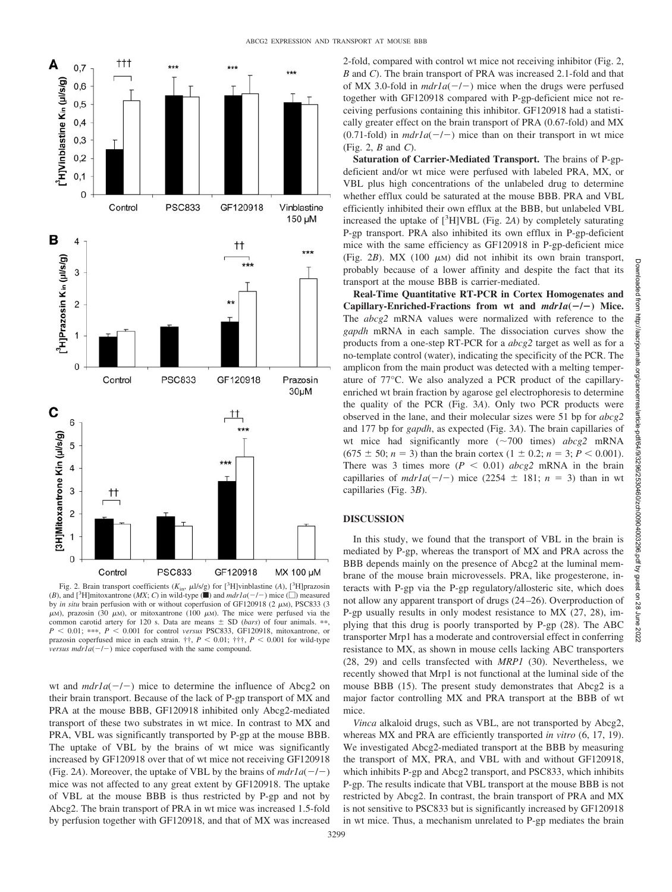Fig. 2. Brain transport coefficients ($K_{in}$, μl/s/g) for [$^3$H]vinblastine (*A*), [$^3$H]prazosin (*B*), and [$^3$H]mitoxantrone (*MX*; *C*) in wild-type (■) and *mdr1a*(−/−) mice (□) measured by *in situ* brain perfusion with or without coperfusion of GF120918 (2 μM), PSC833 (3 μM), prazosin (30 μM), or mitoxantrone (100 μM). The mice were perfused via the common carotid artery for 120 s. Data are means ± SD (*bars*) of four animals. **, $P < 0.01$; ***, $P < 0.001$ for control *versus* PSC833, GF120918, mitoxantrone, or prazosin coperfused mice in each strain. ††, $P < 0.01$; †††, $P < 0.001$ for wild-type *versus mdr1a*(−/−) mice coperfused with the same compound.

wt and *mdr1a*(−/−) mice to determine the influence of Abcg2 on their brain transport. Because of the lack of P-gp transport of MX and PRA at the mouse BBB, GF120918 inhibited only Abcg2-mediated transport of these two substrates in wt mice. In contrast to MX and PRA, VBL was significantly transported by P-gp at the mouse BBB. The uptake of VBL by the brains of wt mice was significantly increased by GF120918 over that of wt mice not receiving GF120918 (Fig. 2*A*). Moreover, the uptake of VBL by the brains of *mdr1a*(−/−) mice was not affected to any great extent by GF120918. The uptake of VBL at the mouse BBB is thus restricted by P-gp and not by Abcg2. The brain transport of PRA in wt mice was increased 1.5-fold by perfusion together with GF120918, and that of MX was increased 2-fold, compared with control wt mice not receiving inhibitor (Fig. 2, *B* and *C*). The brain transport of PRA was increased 2.1-fold and that of MX 3.0-fold in *mdr1a*(−/−) mice when the drugs were perfused together with GF120918 compared with P-gp-deficient mice not receiving perfusions containing this inhibitor. GF120918 had a statistically greater effect on the brain transport of PRA (0.67-fold) and MX (0.71-fold) in *mdr1a*(−/−) mice than on their transport in wt mice (Fig. 2, *B* and *C*).

**Saturation of Carrier-Mediated Transport.** The brains of P-gp-deficient and/or wt mice were perfused with labeled PRA, MX, or VBL plus high concentrations of the unlabeled drug to determine whether efflux could be saturated at the mouse BBB. PRA and VBL efficiently inhibited their own efflux at the BBB, but unlabeled VBL increased the uptake of [$^3$H]VBL (Fig. 2*A*) by completely saturating P-gp transport. PRA also inhibited its own efflux in P-gp-deficient mice with the same efficiency as GF120918 in P-gp-deficient mice (Fig. 2*B*). MX (100 μM) did not inhibit its own brain transport, probably because of a lower affinity and despite the fact that its transport at the mouse BBB is carrier-mediated.

**Real-Time Quantitative RT-PCR in Cortex Homogenates and Capillary-Enriched-Fractions from wt and *mdr1a*(−/−) Mice.** The *abcg2* mRNA values were normalized with reference to the *gapdh* mRNA in each sample. The dissociation curves show the products from a one-step RT-PCR for a *abcg2* target as well as for a no-template control (water), indicating the specificity of the PCR. The amplicon from the main product was detected with a melting temperature of 77°C. We also analyzed a PCR product of the capillary-enriched wt brain fraction by agarose gel electrophoresis to determine the quality of the PCR (Fig. 3*A*). Only two PCR products were observed in the lane, and their molecular sizes were 51 bp for *abcg2* and 177 bp for *gapdh*, as expected (Fig. 3*A*). The brain capillaries of wt mice had significantly more (~700 times) *abcg2* mRNA (675 ± 50; $n = 3$) than the brain cortex (1 ± 0.2; $n = 3$; $P < 0.001$). There was 3 times more ($P < 0.01$) *abcg2* mRNA in the brain capillaries of *mdr1a*(−/−) mice (2254 ± 181; $n = 3$) than in wt capillaries (Fig. 3*B*).

## DISCUSSION

In this study, we found that the transport of VBL in the brain is mediated by P-gp, whereas the transport of MX and PRA across the BBB depends mainly on the presence of Abcg2 at the luminal membrane of the mouse brain microvessels. PRA, like progesterone, interacts with P-gp via the P-gp regulatory/allosteric site, which does not allow any apparent transport of drugs (24–26). Overproduction of P-gp usually results in only modest resistance to MX (27, 28), implying that this drug is poorly transported by P-gp (28). The ABC transporter Mrp1 has a moderate and controversial effect in conferring resistance to MX, as shown in mouse cells lacking ABC transporters (28, 29) and cells transfected with *MRP1* (30). Nevertheless, we recently showed that Mrp1 is not functional at the luminal side of the mouse BBB (15). The present study demonstrates that Abcg2 is a major factor controlling MX and PRA transport at the BBB of wt mice.

*Vinca* alkaloid drugs, such as VBL, are not transported by Abcg2, whereas MX and PRA are efficiently transported *in vitro* (6, 17, 19). We investigated Abcg2-mediated transport at the BBB by measuring the transport of MX, PRA, and VBL with and without GF120918, which inhibits P-gp and Abcg2 transport, and PSC833, which inhibits P-gp. The results indicate that VBL transport at the mouse BBB is not restricted by Abcg2. In contrast, the brain transport of PRA and MX is not sensitive to PSC833 but is significantly increased by GF120918 in wt mice. Thus, a mechanism unrelated to P-gp mediates the brain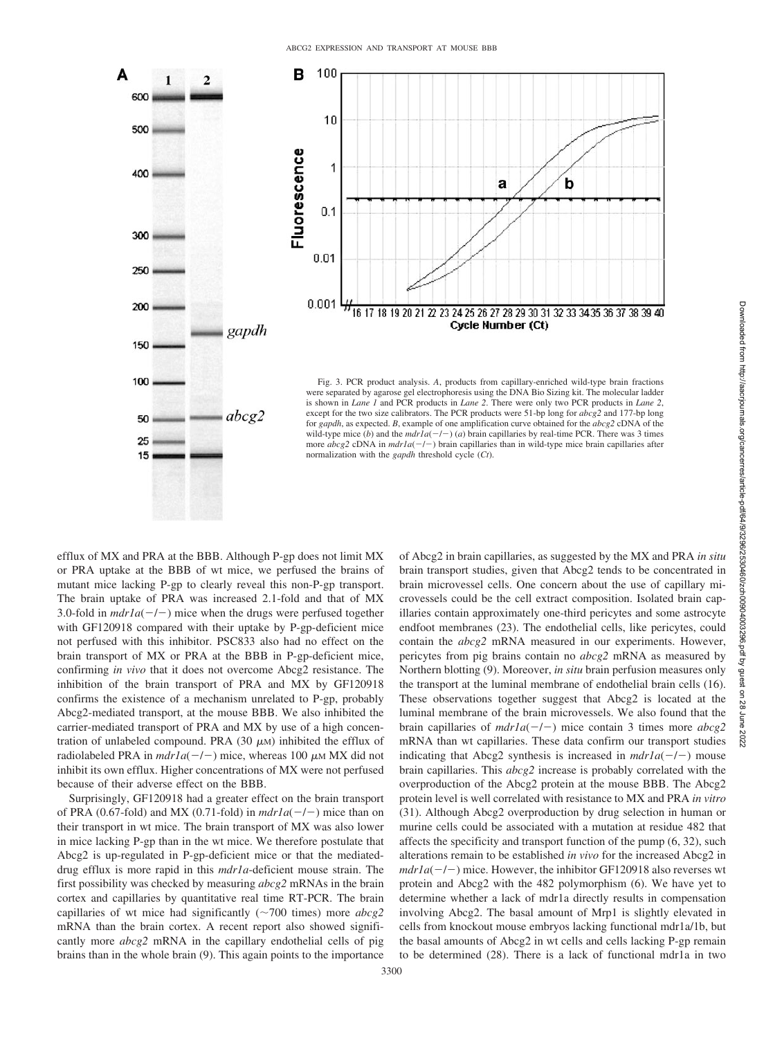Fig. 3. PCR product analysis. *A*, products from capillary-enriched wild-type brain fractions were separated by agarose gel electrophoresis using the DNA Bio Sizing kit. The molecular ladder is shown in *Lane 1* and PCR products in *Lane 2*. There were only two PCR products in *Lane 2*, except for the two size calibrators. The PCR products were 51-bp long for *abcg2* and 177-bp long for *gapdh*, as expected. *B*, example of one amplification curve obtained for the *abcg2* cDNA of the wild-type mice (*b*) and the *mdr1a*(−/−) (*a*) brain capillaries by real-time PCR. There was 3 times more *abcg2* cDNA in *mdr1a*(−/−) brain capillaries than in wild-type mice brain capillaries after normalization with the *gapdh* threshold cycle (*Ct*).

efflux of MX and PRA at the BBB. Although P-gp does not limit MX or PRA uptake at the BBB of wt mice, we perfused the brains of mutant mice lacking P-gp to clearly reveal this non-P-gp transport. The brain uptake of PRA was increased 2.1-fold and that of MX 3.0-fold in *mdr1a*(−/−) mice when the drugs were perfused together with GF120918 compared with their uptake by P-gp-deficient mice not perfused with this inhibitor. PSC833 also had no effect on the brain transport of MX or PRA at the BBB in P-gp-deficient mice, confirming *in vivo* that it does not overcome Abcg2 resistance. The inhibition of the brain transport of PRA and MX by GF120918 confirms the existence of a mechanism unrelated to P-gp, probably Abcg2-mediated transport, at the mouse BBB. We also inhibited the carrier-mediated transport of PRA and MX by use of a high concentration of unlabeled compound. PRA (30 μM) inhibited the efflux of radiolabeled PRA in *mdr1a*(−/−) mice, whereas 100 μM MX did not inhibit its own efflux. Higher concentrations of MX were not perfused because of their adverse effect on the BBB.

Surprisingly, GF120918 had a greater effect on the brain transport of PRA (0.67-fold) and MX (0.71-fold) in *mdr1a*(−/−) mice than on their transport in wt mice. The brain transport of MX was also lower in mice lacking P-gp than in the wt mice. We therefore postulate that Abcg2 is up-regulated in P-gp-deficient mice or that the mediated-drug efflux is more rapid in this *mdr1a*-deficient mouse strain. The first possibility was checked by measuring *abcg2* mRNAs in the brain cortex and capillaries by quantitative real time RT-PCR. The brain capillaries of wt mice had significantly (~700 times) more *abcg2* mRNA than the brain cortex. A recent report also showed significantly more *abcg2* mRNA in the capillary endothelial cells of pig brains than in the whole brain (9). This again points to the importance of Abcg2 in brain capillaries, as suggested by the MX and PRA *in situ* brain transport studies, given that Abcg2 tends to be concentrated in brain microvessel cells. One concern about the use of capillary microvessels could be the cell extract composition. Isolated brain capillaries contain approximately one-third pericytes and some astrocyte endfoot membranes (23). The endothelial cells, like pericytes, could contain the *abcg2* mRNA measured in our experiments. However, pericytes from pig brains contain no *abcg2* mRNA as measured by Northern blotting (9). Moreover, *in situ* brain perfusion measures only the transport at the luminal membrane of endothelial brain cells (16). These observations together suggest that Abcg2 is located at the luminal membrane of the brain microvessels. We also found that the brain capillaries of *mdr1a*(−/−) mice contain 3 times more *abcg2* mRNA than wt capillaries. These data confirm our transport studies indicating that Abcg2 synthesis is increased in *mdr1a*(−/−) mouse brain capillaries. This *abcg2* increase is probably correlated with the overproduction of the Abcg2 protein at the mouse BBB. The Abcg2 protein level is well correlated with resistance to MX and PRA *in vitro* (31). Although Abcg2 overproduction by drug selection in human or murine cells could be associated with a mutation at residue 482 that affects the specificity and transport function of the pump (6, 32), such alterations remain to be established *in vivo* for the increased Abcg2 in *mdr1a*(−/−) mice. However, the inhibitor GF120918 also reverses wt protein and Abcg2 with the 482 polymorphism (6). We have yet to determine whether a lack of mdr1a directly results in compensation involving Abcg2. The basal amount of Mrp1 is slightly elevated in cells from knockout mouse embryos lacking functional mdr1a/1b, but the basal amounts of Abcg2 in wt cells and cells lacking P-gp remain to be determined (28). There is a lack of functional mdr1a in two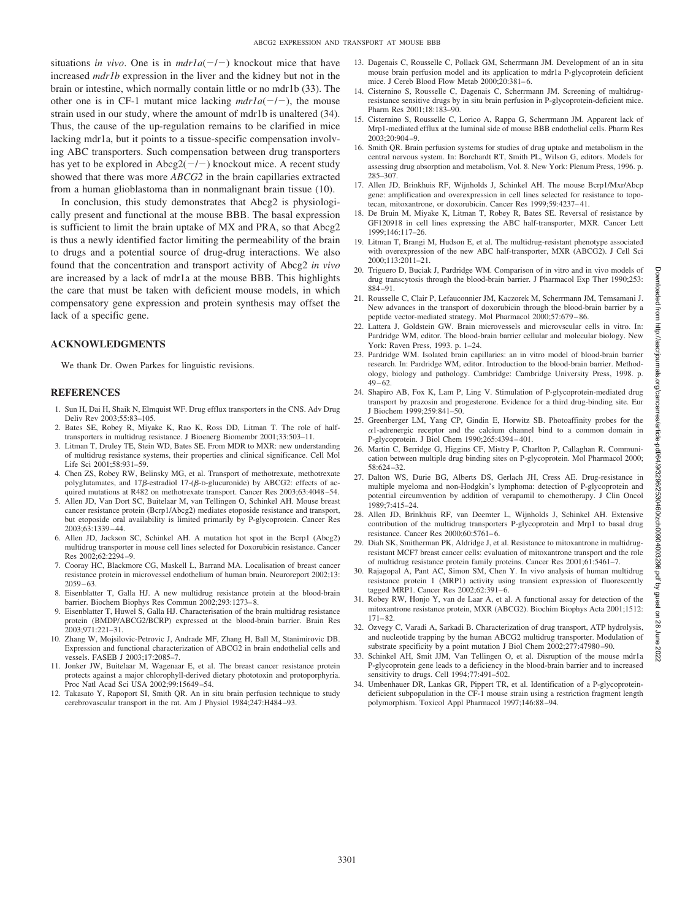situations *in vivo*. One is in *mdr1a*(−/−) knockout mice that have increased *mdr1b* expression in the liver and the kidney but not in the brain or intestine, which normally contain little or no mdr1b (33). The other one is in CF-1 mutant mice lacking *mdr1a*(−/−), the mouse strain used in our study, where the amount of mdr1b is unaltered (34). Thus, the cause of the up-regulation remains to be clarified in mice lacking mdr1a, but it points to a tissue-specific compensation involving ABC transporters. Such compensation between drug transporters has yet to be explored in Abcg2(−/−) knockout mice. A recent study showed that there was more *ABCG2* in the brain capillaries extracted from a human glioblastoma than in nonmalignant brain tissue (10).

In conclusion, this study demonstrates that Abcg2 is physiologically present and functional at the mouse BBB. The basal expression is sufficient to limit the brain uptake of MX and PRA, so that Abcg2 is thus a newly identified factor limiting the permeability of the brain to drugs and a potential source of drug-drug interactions. We also found that the concentration and transport activity of Abcg2 *in vivo* are increased by a lack of mdr1a at the mouse BBB. This highlights the care that must be taken with deficient mouse models, in which compensatory gene expression and protein synthesis may offset the lack of a specific gene.

## ACKNOWLEDGMENTS

We thank Dr. Owen Parkes for linguistic revisions.

## REFERENCES

1. Sun H, Dai H, Shaik N, Elmquist WF. Drug efflux transporters in the CNS. Adv Drug Deliv Rev 2003;55:83–105.
2. Bates SE, Robey R, Miyake K, Rao K, Ross DD, Litman T. The role of half-transporters in multidrug resistance. J Bioenerg Biomembr 2001;33:503–11.
3. Litman T, Druley TE, Stein WD, Bates SE. From MDR to MXR: new understanding of multidrug resistance systems, their properties and clinical significance. Cell Mol Life Sci 2001;58:931–59.
4. Chen ZS, Robey RW, Belinsky MG, et al. Transport of methotrexate, methotrexate polyglutamates, and 17β-estradiol 17-(β-D-glucuronide) by ABCG2: effects of acquired mutations at R482 on methotrexate transport. Cancer Res 2003;63:4048–54.
5. Allen JD, Van Dort SC, Buitelaar M, van Tellingen O, Schinkel AH. Mouse breast cancer resistance protein (Bcrp1/Abcg2) mediates etoposide resistance and transport, but etoposide oral availability is limited primarily by P-glycoprotein. Cancer Res 2003;63:1339–44.
6. Allen JD, Jackson SC, Schinkel AH. A mutation hot spot in the Bcrp1 (Abcg2) multidrug transporter in mouse cell lines selected for Doxorubicin resistance. Cancer Res 2002;62:2294–9.
7. Cooray HC, Blackmore CG, Maskell L, Barrand MA. Localisation of breast cancer resistance protein in microvessel endothelium of human brain. Neuroreport 2002;13:2059–63.
8. Eisenblatter T, Galla HJ. A new multidrug resistance protein at the blood-brain barrier. Biochem Biophys Res Commun 2002;293:1273–8.
9. Eisenblatter T, Huwel S, Galla HJ. Characterisation of the brain multidrug resistance protein (BMDP/ABCG2/BCRP) expressed at the blood-brain barrier. Brain Res 2003;971:221–31.
10. Zhang W, Mojsilovic-Petrovic J, Andrade MF, Zhang H, Ball M, Stanimirovic DB. Expression and functional characterization of ABCG2 in brain endothelial cells and vessels. FASEB J 2003;17:2085–7.
11. Jonker JW, Buitelaar M, Wagenaar E, et al. The breast cancer resistance protein protects against a major chlorophyll-derived dietary phototoxin and protoporphyria. Proc Natl Acad Sci USA 2002;99:15649–54.
12. Takasato Y, Rapoport SI, Smith QR. An in situ brain perfusion technique to study cerebrovascular transport in the rat. Am J Physiol 1984;247:H484–93.
13. Dagenais C, Rousselle C, Pollack GM, Scherrmann JM. Development of an in situ mouse brain perfusion model and its application to mdr1a P-glycoprotein deficient mice. J Cereb Blood Flow Metab 2000;20:381–6.
14. Cisternino S, Rousselle C, Dagenais C, Scherrmann JM. Screening of multidrug-resistance sensitive drugs by in situ brain perfusion in P-glycoprotein-deficient mice. Pharm Res 2001;18:183–90.
15. Cisternino S, Rousselle C, Lorico A, Rappa G, Scherrmann JM. Apparent lack of Mrp1-mediated efflux at the luminal side of mouse BBB endothelial cells. Pharm Res 2003;20:904–9.
16. Smith QR. Brain perfusion systems for studies of drug uptake and metabolism in the central nervous system. In: Borchardt RT, Smith PL, Wilson G, editors. Models for assessing drug absorption and metabolism, Vol. 8. New York: Plenum Press, 1996. p. 285–307.
17. Allen JD, Brinkhuis RF, Wijnholds J, Schinkel AH. The mouse Bcrp1/Mxr/Abcp gene: amplification and overexpression in cell lines selected for resistance to topotecan, mitoxantrone, or doxorubicin. Cancer Res 1999;59:4237–41.
18. De Bruin M, Miyake K, Litman T, Robey R, Bates SE. Reversal of resistance by GF120918 in cell lines expressing the ABC half-transporter, MXR. Cancer Lett 1999;146:117–26.
19. Litman T, Brangi M, Hudson E, et al. The multidrug-resistant phenotype associated with overexpression of the new ABC half-transporter, MXR (ABCG2). J Cell Sci 2000;113:2011–21.
20. Triguero D, Buciak J, Pardridge WM. Comparison of in vitro and in vivo models of drug transcytosis through the blood-brain barrier. J Pharmacol Exp Ther 1990;253:884–91.
21. Rousselle C, Clair P, Lefauconnier JM, Kaczorek M, Scherrmann JM, Temsamani J. New advances in the transport of doxorubicin through the blood-brain barrier by a peptide vector-mediated strategy. Mol Pharmacol 2000;57:679–86.
22. Lattera J, Goldstein GW. Brain microvessels and microvscular cells in vitro. In: Pardridge WM, editor. The blood-brain barrier cellular and molecular biology. New York: Raven Press, 1993. p. 1–24.
23. Pardridge WM. Isolated brain capillaries: an in vitro model of blood-brain barrier research. In: Pardridge WM, editor. Introduction to the blood-brain barrier. Methodology, biology and pathology. Cambridge: Cambridge University Press, 1998. p. 49–62.
24. Shapiro AB, Fox K, Lam P, Ling V. Stimulation of P-glycoprotein-mediated drug transport by prazosin and progesterone. Evidence for a third drug-binding site. Eur J Biochem 1999;259:841–50.
25. Greenberger LM, Yang CP, Gindin E, Horwitz SB. Photoaffinity probes for the α1-adrenergic receptor and the calcium channel bind to a common domain in P-glycoprotein. J Biol Chem 1990;265:4394–401.
26. Martin C, Berridge G, Higgins CF, Mistry P, Charlton P, Callaghan R. Communication between multiple drug binding sites on P-glycoprotein. Mol Pharmacol 2000;58:624–32.
27. Dalton WS, Durie BG, Alberts DS, Gerlach JH, Cress AE. Drug-resistance in multiple myeloma and non-Hodgkin's lymphoma: detection of P-glycoprotein and potential circumvention by addition of verapamil to chemotherapy. J Clin Oncol 1989;7:415–24.
28. Allen JD, Brinkhuis RF, van Deemter L, Wijnholds J, Schinkel AH. Extensive contribution of the multidrug transporters P-glycoprotein and Mrp1 to basal drug resistance. Cancer Res 2000;60:5761–6.
29. Diah SK, Smitherman PK, Aldridge J, et al. Resistance to mitoxantrone in multidrug-resistant MCF7 breast cancer cells: evaluation of mitoxantrone transport and the role of multidrug resistance protein family proteins. Cancer Res 2001;61:5461–7.
30. Rajagopal A, Pant AC, Simon SM, Chen Y. In vivo analysis of human multidrug resistance protein 1 (MRP1) activity using transient expression of fluorescently tagged MRP1. Cancer Res 2002;62:391–6.
31. Robey RW, Honjo Y, van de Laar A, et al. A functional assay for detection of the mitoxantrone resistance protein, MXR (ABCG2). Biochim Biophys Acta 2001;1512:171–82.
32. Özvegy C, Varadi A, Sarkadi B. Characterization of drug transport, ATP hydrolysis, and nucleotide trapping by the human ABCG2 multidrug transporter. Modulation of substrate specificity by a point mutation J Biol Chem 2002;277:47980–90.
33. Schinkel AH, Smit JJM, Van Tellingen O, et al. Disruption of the mouse mdr1a P-glycoprotein gene leads to a deficiency in the blood-brain barrier and to increased sensitivity to drugs. Cell 1994;77:491–502.
34. Umbenhauer DR, Lankas GR, Pippert TR, et al. Identification of a P-glycoprotein-deficient subpopulation in the CF-1 mouse strain using a restriction fragment length polymorphism. Toxicol Appl Pharmacol 1997;146:88–94.